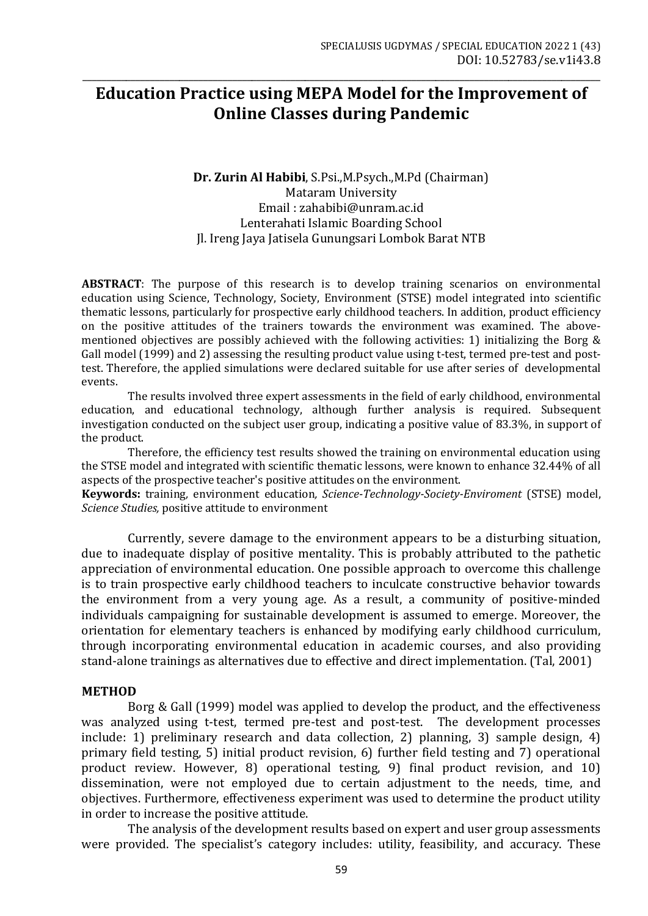# Education Practice using MEPA Model for the Improvement of Online Classes during Pandemic

**Dr. Zurin Al Habibi**, S.Psi.,M.Psych.,M.Pd (Chairman)
Mataram University
Email : zahabibi@unram.ac.id
Lenterahati Islamic Boarding School
Jl. Ireng Jaya Jatisela Gunungsari Lombok Barat NTB

**ABSTRACT**: The purpose of this research is to develop training scenarios on environmental education using Science, Technology, Society, Environment (STSE) model integrated into scientific thematic lessons, particularly for prospective early childhood teachers. In addition, product efficiency on the positive attitudes of the trainers towards the environment was examined. The above-mentioned objectives are possibly achieved with the following activities: 1) initializing the Borg & Gall model (1999) and 2) assessing the resulting product value using t-test, termed pre-test and post-test. Therefore, the applied simulations were declared suitable for use after series of developmental events.

The results involved three expert assessments in the field of early childhood, environmental education, and educational technology, although further analysis is required. Subsequent investigation conducted on the subject user group, indicating a positive value of 83.3%, in support of the product.

Therefore, the efficiency test results showed the training on environmental education using the STSE model and integrated with scientific thematic lessons, were known to enhance 32.44% of all aspects of the prospective teacher's positive attitudes on the environment.

**Keywords:** training, environment education*, Science-Technology-Society-Enviroment* (STSE) model, *Science Studies,* positive attitude to environment

Currently, severe damage to the environment appears to be a disturbing situation, due to inadequate display of positive mentality. This is probably attributed to the pathetic appreciation of environmental education. One possible approach to overcome this challenge is to train prospective early childhood teachers to inculcate constructive behavior towards the environment from a very young age. As a result, a community of positive-minded individuals campaigning for sustainable development is assumed to emerge. Moreover, the orientation for elementary teachers is enhanced by modifying early childhood curriculum, through incorporating environmental education in academic courses, and also providing stand-alone trainings as alternatives due to effective and direct implementation. (Tal, 2001)

## METHOD

Borg & Gall (1999) model was applied to develop the product, and the effectiveness was analyzed using t-test, termed pre-test and post-test. The development processes include: 1) preliminary research and data collection, 2) planning, 3) sample design, 4) primary field testing, 5) initial product revision, 6) further field testing and 7) operational product review. However, 8) operational testing, 9) final product revision, and 10) dissemination, were not employed due to certain adjustment to the needs, time, and objectives. Furthermore, effectiveness experiment was used to determine the product utility in order to increase the positive attitude.

The analysis of the development results based on expert and user group assessments were provided. The specialist's category includes: utility, feasibility, and accuracy. These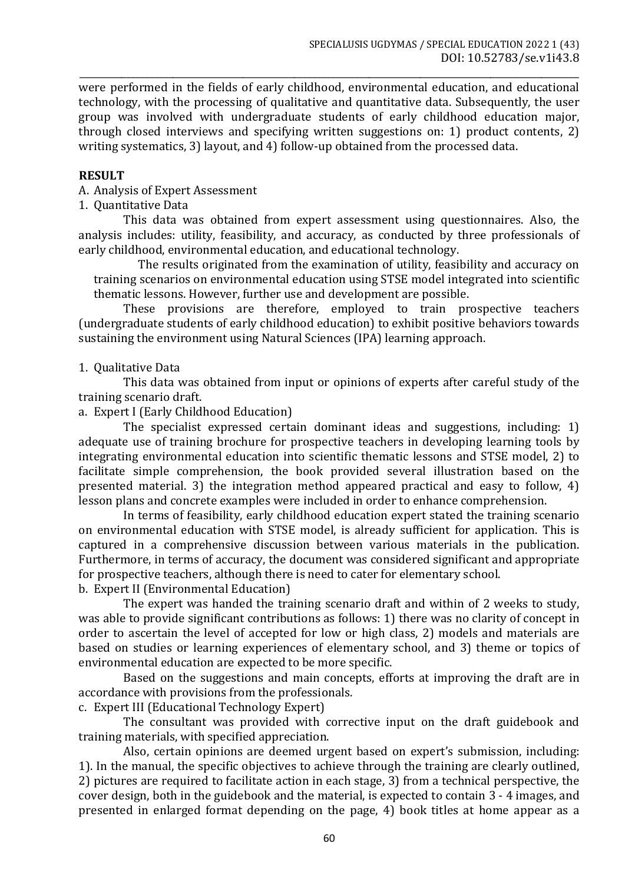were performed in the fields of early childhood, environmental education, and educational technology, with the processing of qualitative and quantitative data. Subsequently, the user group was involved with undergraduate students of early childhood education major, through closed interviews and specifying written suggestions on: 1) product contents, 2) writing systematics, 3) layout, and 4) follow-up obtained from the processed data.

## RESULT

A. Analysis of Expert Assessment

1. Quantitative Data

This data was obtained from expert assessment using questionnaires. Also, the analysis includes: utility, feasibility, and accuracy, as conducted by three professionals of early childhood, environmental education, and educational technology.

The results originated from the examination of utility, feasibility and accuracy on training scenarios on environmental education using STSE model integrated into scientific thematic lessons. However, further use and development are possible.

These provisions are therefore, employed to train prospective teachers (undergraduate students of early childhood education) to exhibit positive behaviors towards sustaining the environment using Natural Sciences (IPA) learning approach.

1. Qualitative Data

This data was obtained from input or opinions of experts after careful study of the training scenario draft.

a. Expert I (Early Childhood Education)

The specialist expressed certain dominant ideas and suggestions, including: 1) adequate use of training brochure for prospective teachers in developing learning tools by integrating environmental education into scientific thematic lessons and STSE model, 2) to facilitate simple comprehension, the book provided several illustration based on the presented material. 3) the integration method appeared practical and easy to follow, 4) lesson plans and concrete examples were included in order to enhance comprehension.

In terms of feasibility, early childhood education expert stated the training scenario on environmental education with STSE model, is already sufficient for application. This is captured in a comprehensive discussion between various materials in the publication. Furthermore, in terms of accuracy, the document was considered significant and appropriate for prospective teachers, although there is need to cater for elementary school.

b. Expert II (Environmental Education)

The expert was handed the training scenario draft and within of 2 weeks to study, was able to provide significant contributions as follows: 1) there was no clarity of concept in order to ascertain the level of accepted for low or high class, 2) models and materials are based on studies or learning experiences of elementary school, and 3) theme or topics of environmental education are expected to be more specific.

Based on the suggestions and main concepts, efforts at improving the draft are in accordance with provisions from the professionals.

c. Expert III (Educational Technology Expert)

The consultant was provided with corrective input on the draft guidebook and training materials, with specified appreciation.

Also, certain opinions are deemed urgent based on expert's submission, including: 1). In the manual, the specific objectives to achieve through the training are clearly outlined, 2) pictures are required to facilitate action in each stage, 3) from a technical perspective, the cover design, both in the guidebook and the material, is expected to contain 3 - 4 images, and presented in enlarged format depending on the page, 4) book titles at home appear as a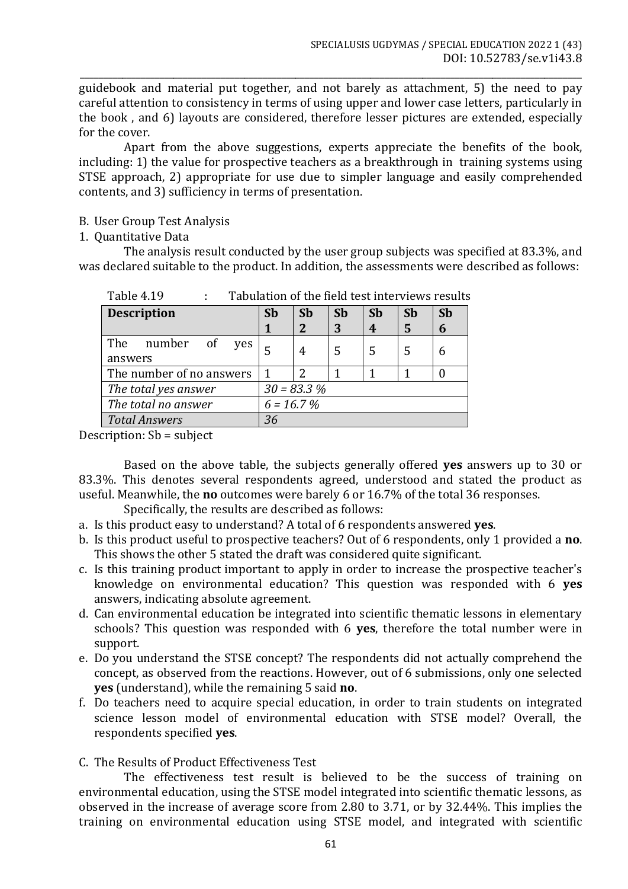guidebook and material put together, and not barely as attachment, 5) the need to pay careful attention to consistency in terms of using upper and lower case letters, particularly in the book , and 6) layouts are considered, therefore lesser pictures are extended, especially for the cover.

Apart from the above suggestions, experts appreciate the benefits of the book, including: 1) the value for prospective teachers as a breakthrough in training systems using STSE approach, 2) appropriate for use due to simpler language and easily comprehended contents, and 3) sufficiency in terms of presentation.

B. User Group Test Analysis

1. Quantitative Data

The analysis result conducted by the user group subjects was specified at 83.3%, and was declared suitable to the product. In addition, the assessments were described as follows:

Table 4.19 : Tabulation of the field test interviews results

| Description | Sb 1 | Sb 2 | Sb 3 | Sb 4 | Sb 5 | Sb 6 |
|---|---|---|---|---|---|---|
| The number of yes answers | 5 | 4 | 5 | 5 | 5 | 6 |
| The number of no answers | 1 | 2 | 1 | 1 | 1 | 0 |
| *The total yes answer* | *30 = 83.3 %* | | | | | |
| *The total no answer* | *6 = 16.7 %* | | | | | |
| *Total Answers* | *36* | | | | | |

Description: Sb = subject

Based on the above table, the subjects generally offered **yes** answers up to 30 or 83.3%. This denotes several respondents agreed, understood and stated the product as useful. Meanwhile, the **no** outcomes were barely 6 or 16.7% of the total 36 responses.

Specifically, the results are described as follows:

a. Is this product easy to understand? A total of 6 respondents answered **yes**.
b. Is this product useful to prospective teachers? Out of 6 respondents, only 1 provided a **no**. This shows the other 5 stated the draft was considered quite significant.
c. Is this training product important to apply in order to increase the prospective teacher's knowledge on environmental education? This question was responded with 6 **yes** answers, indicating absolute agreement.
d. Can environmental education be integrated into scientific thematic lessons in elementary schools? This question was responded with 6 **yes**, therefore the total number were in support.
e. Do you understand the STSE concept? The respondents did not actually comprehend the concept, as observed from the reactions. However, out of 6 submissions, only one selected **yes** (understand), while the remaining 5 said **no**.
f. Do teachers need to acquire special education, in order to train students on integrated science lesson model of environmental education with STSE model? Overall, the respondents specified **yes**.

C. The Results of Product Effectiveness Test

The effectiveness test result is believed to be the success of training on environmental education, using the STSE model integrated into scientific thematic lessons, as observed in the increase of average score from 2.80 to 3.71, or by 32.44%. This implies the training on environmental education using STSE model, and integrated with scientific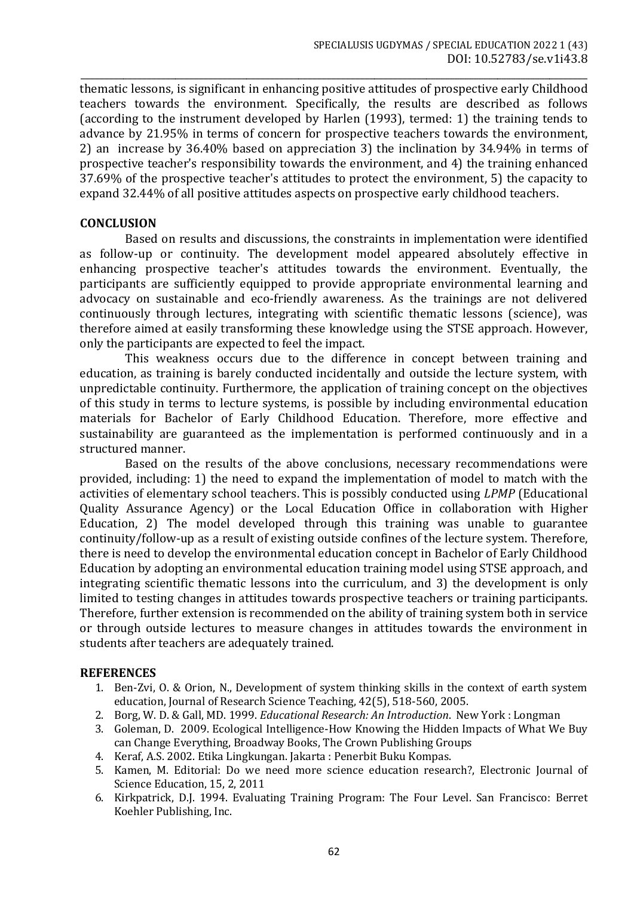thematic lessons, is significant in enhancing positive attitudes of prospective early Childhood teachers towards the environment. Specifically, the results are described as follows (according to the instrument developed by Harlen (1993), termed: 1) the training tends to advance by 21.95% in terms of concern for prospective teachers towards the environment, 2) an increase by 36.40% based on appreciation 3) the inclination by 34.94% in terms of prospective teacher's responsibility towards the environment, and 4) the training enhanced 37.69% of the prospective teacher's attitudes to protect the environment, 5) the capacity to expand 32.44% of all positive attitudes aspects on prospective early childhood teachers.

## CONCLUSION

Based on results and discussions, the constraints in implementation were identified as follow-up or continuity. The development model appeared absolutely effective in enhancing prospective teacher's attitudes towards the environment. Eventually, the participants are sufficiently equipped to provide appropriate environmental learning and advocacy on sustainable and eco-friendly awareness. As the trainings are not delivered continuously through lectures, integrating with scientific thematic lessons (science), was therefore aimed at easily transforming these knowledge using the STSE approach. However, only the participants are expected to feel the impact.

This weakness occurs due to the difference in concept between training and education, as training is barely conducted incidentally and outside the lecture system, with unpredictable continuity. Furthermore, the application of training concept on the objectives of this study in terms to lecture systems, is possible by including environmental education materials for Bachelor of Early Childhood Education. Therefore, more effective and sustainability are guaranteed as the implementation is performed continuously and in a structured manner.

Based on the results of the above conclusions, necessary recommendations were provided, including: 1) the need to expand the implementation of model to match with the activities of elementary school teachers. This is possibly conducted using *LPMP* (Educational Quality Assurance Agency) or the Local Education Office in collaboration with Higher Education, 2) The model developed through this training was unable to guarantee continuity/follow-up as a result of existing outside confines of the lecture system. Therefore, there is need to develop the environmental education concept in Bachelor of Early Childhood Education by adopting an environmental education training model using STSE approach, and integrating scientific thematic lessons into the curriculum, and 3) the development is only limited to testing changes in attitudes towards prospective teachers or training participants. Therefore, further extension is recommended on the ability of training system both in service or through outside lectures to measure changes in attitudes towards the environment in students after teachers are adequately trained.

## REFERENCES

1. Ben-Zvi, O. & Orion, N., Development of system thinking skills in the context of earth system education, Journal of Research Science Teaching, 42(5), 518-560, 2005.
2. Borg, W. D. & Gall, MD. 1999. *Educational Research: An Introduction*. New York : Longman
3. Goleman, D. 2009. Ecological Intelligence-How Knowing the Hidden Impacts of What We Buy can Change Everything, Broadway Books, The Crown Publishing Groups
4. Keraf, A.S. 2002. Etika Lingkungan. Jakarta : Penerbit Buku Kompas.
5. Kamen, M. Editorial: Do we need more science education research?, Electronic Journal of Science Education, 15, 2, 2011
6. Kirkpatrick, D.J. 1994. Evaluating Training Program: The Four Level. San Francisco: Berret Koehler Publishing, Inc.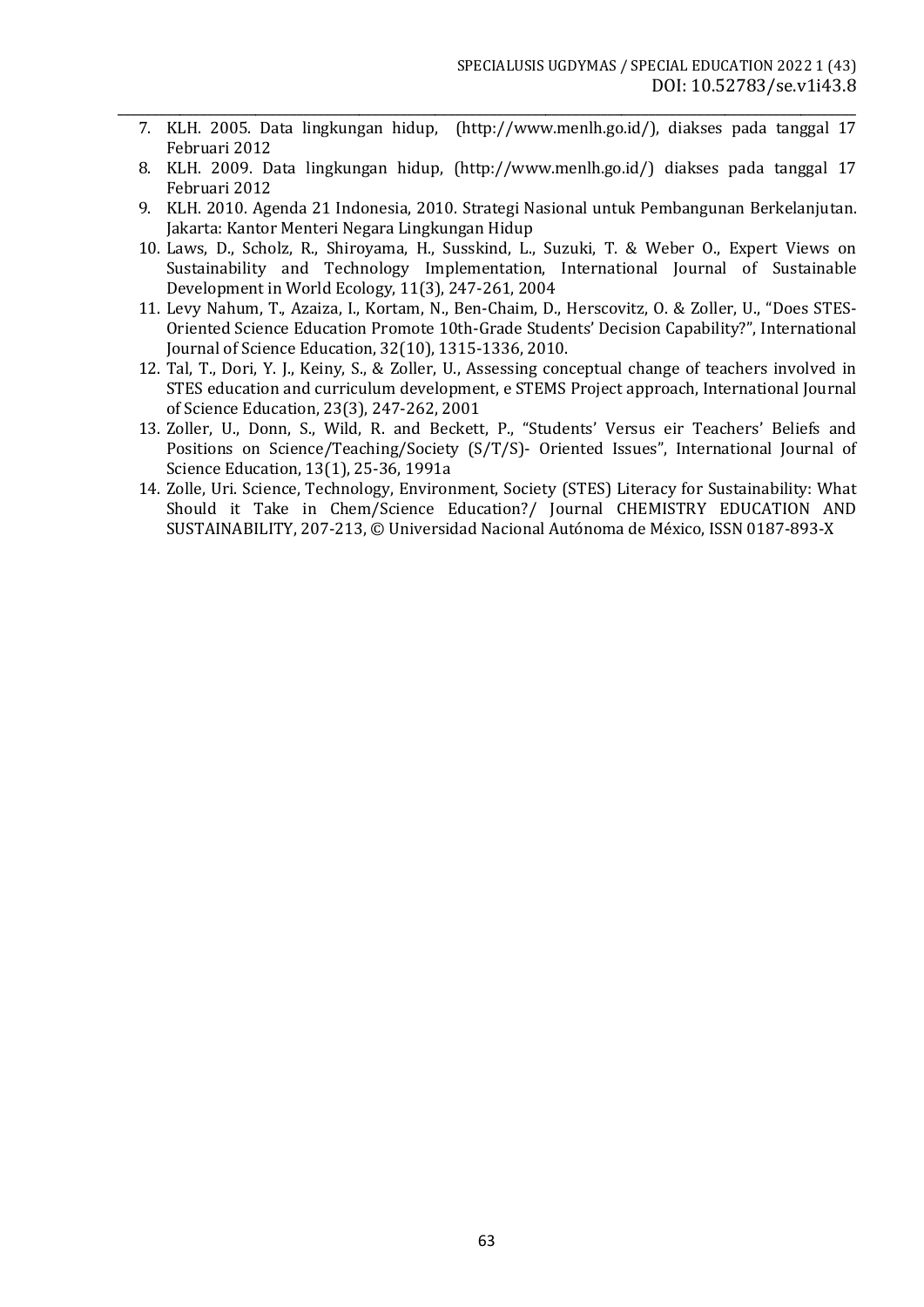7. KLH. 2005. Data lingkungan hidup, (http://www.menlh.go.id/), diakses pada tanggal 17 Februari 2012
8. KLH. 2009. Data lingkungan hidup, (http://www.menlh.go.id/) diakses pada tanggal 17 Februari 2012
9. KLH. 2010. Agenda 21 Indonesia, 2010. Strategi Nasional untuk Pembangunan Berkelanjutan. Jakarta: Kantor Menteri Negara Lingkungan Hidup
10. Laws, D., Scholz, R., Shiroyama, H., Susskind, L., Suzuki, T. & Weber O., Expert Views on Sustainability and Technology Implementation, International Journal of Sustainable Development in World Ecology, 11(3), 247-261, 2004
11. Levy Nahum, T., Azaiza, I., Kortam, N., Ben-Chaim, D., Herscovitz, O. & Zoller, U., "Does STES-Oriented Science Education Promote 10th-Grade Students' Decision Capability?", International Journal of Science Education, 32(10), 1315-1336, 2010.
12. Tal, T., Dori, Y. J., Keiny, S., & Zoller, U., Assessing conceptual change of teachers involved in STES education and curriculum development, e STEMS Project approach, International Journal of Science Education, 23(3), 247-262, 2001
13. Zoller, U., Donn, S., Wild, R. and Beckett, P., "Students' Versus eir Teachers' Beliefs and Positions on Science/Teaching/Society (S/T/S)- Oriented Issues", International Journal of Science Education, 13(1), 25-36, 1991a
14. Zolle, Uri. Science, Technology, Environment, Society (STES) Literacy for Sustainability: What Should it Take in Chem/Science Education?/ Journal CHEMISTRY EDUCATION AND SUSTAINABILITY, 207-213, © Universidad Nacional Autónoma de México, ISSN 0187-893-X